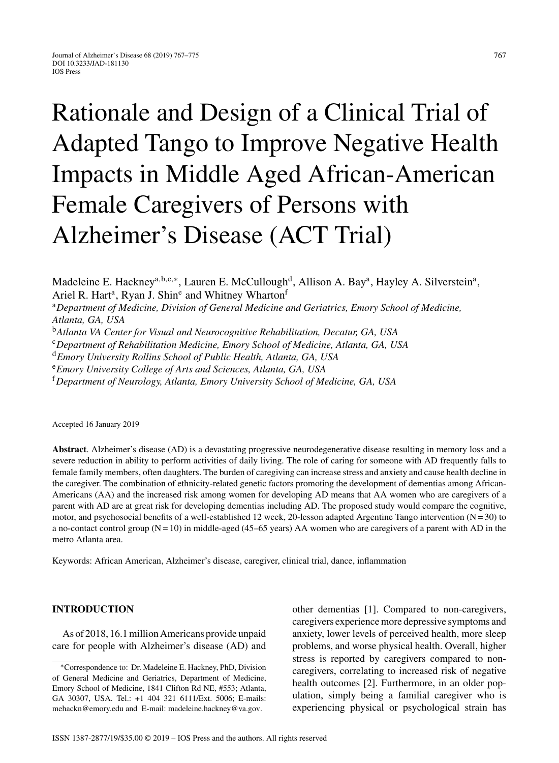# Rationale and Design of a Clinical Trial of Adapted Tango to Improve Negative Health Impacts in Middle Aged African-American Female Caregivers of Persons with Alzheimer's Disease (ACT Trial)

Madeleine E. Hackney[a,b,c,*], Lauren E. McCullough[d], Allison A. Bay[a], Hayley A. Silverstein[a], Ariel R. Hart[a], Ryan J. Shin[e] and Whitney Wharton[f]

[a] *Department of Medicine, Division of General Medicine and Geriatrics, Emory School of Medicine, Atlanta, GA, USA*

[b] *Atlanta VA Center for Visual and Neurocognitive Rehabilitation, Decatur, GA, USA*

[c] *Department of Rehabilitation Medicine, Emory School of Medicine, Atlanta, GA, USA*

[d] *Emory University Rollins School of Public Health, Atlanta, GA, USA*

[e] *Emory University College of Arts and Sciences, Atlanta, GA, USA*

[f] *Department of Neurology, Atlanta, Emory University School of Medicine, GA, USA*

Accepted 16 January 2019

**Abstract**. Alzheimer's disease (AD) is a devastating progressive neurodegenerative disease resulting in memory loss and a severe reduction in ability to perform activities of daily living. The role of caring for someone with AD frequently falls to female family members, often daughters. The burden of caregiving can increase stress and anxiety and cause health decline in the caregiver. The combination of ethnicity-related genetic factors promoting the development of dementias among African-Americans (AA) and the increased risk among women for developing AD means that AA women who are caregivers of a parent with AD are at great risk for developing dementias including AD. The proposed study would compare the cognitive, motor, and psychosocial benefits of a well-established 12 week, 20-lesson adapted Argentine Tango intervention (N = 30) to a no-contact control group (N = 10) in middle-aged (45–65 years) AA women who are caregivers of a parent with AD in the metro Atlanta area.

Keywords: African American, Alzheimer's disease, caregiver, clinical trial, dance, inflammation

## INTRODUCTION

As of 2018, 16.1 million Americans provide unpaid care for people with Alzheimer's disease (AD) and other dementias [1]. Compared to non-caregivers, caregivers experience more depressive symptoms and anxiety, lower levels of perceived health, more sleep problems, and worse physical health. Overall, higher stress is reported by caregivers compared to non-caregivers, correlating to increased risk of negative health outcomes [2]. Furthermore, in an older population, simply being a familial caregiver who is experiencing physical or psychological strain has

*Correspondence to: Dr. Madeleine E. Hackney, PhD, Division of General Medicine and Geriatrics, Department of Medicine, Emory School of Medicine, 1841 Clifton Rd NE, #553; Atlanta, GA 30307, USA. Tel.: +1 404 321 6111/Ext. 5006; E-mails: mehackn@emory.edu and E-mail: madeleine.hackney@va.gov.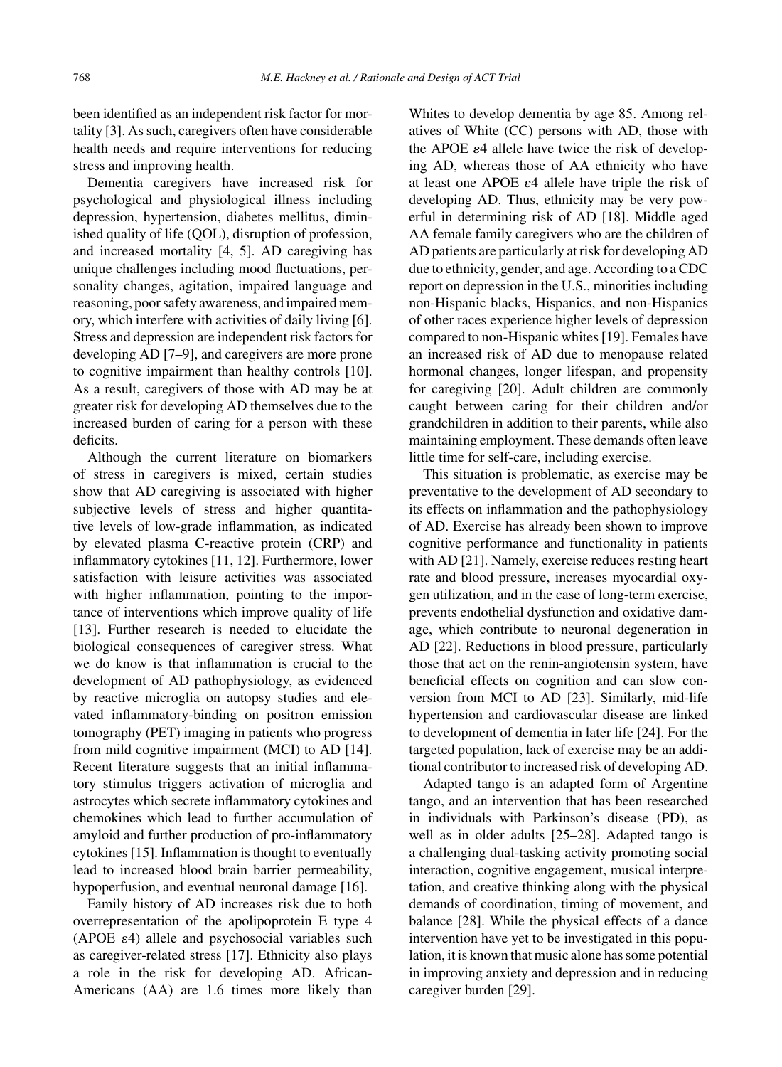been identified as an independent risk factor for mortality [3]. As such, caregivers often have considerable health needs and require interventions for reducing stress and improving health.

Dementia caregivers have increased risk for psychological and physiological illness including depression, hypertension, diabetes mellitus, diminished quality of life (QOL), disruption of profession, and increased mortality [4, 5]. AD caregiving has unique challenges including mood fluctuations, personality changes, agitation, impaired language and reasoning, poor safety awareness, and impaired memory, which interfere with activities of daily living [6]. Stress and depression are independent risk factors for developing AD [7–9], and caregivers are more prone to cognitive impairment than healthy controls [10]. As a result, caregivers of those with AD may be at greater risk for developing AD themselves due to the increased burden of caring for a person with these deficits.

Although the current literature on biomarkers of stress in caregivers is mixed, certain studies show that AD caregiving is associated with higher subjective levels of stress and higher quantitative levels of low-grade inflammation, as indicated by elevated plasma C-reactive protein (CRP) and inflammatory cytokines [11, 12]. Furthermore, lower satisfaction with leisure activities was associated with higher inflammation, pointing to the importance of interventions which improve quality of life [13]. Further research is needed to elucidate the biological consequences of caregiver stress. What we do know is that inflammation is crucial to the development of AD pathophysiology, as evidenced by reactive microglia on autopsy studies and elevated inflammatory-binding on positron emission tomography (PET) imaging in patients who progress from mild cognitive impairment (MCI) to AD [14]. Recent literature suggests that an initial inflammatory stimulus triggers activation of microglia and astrocytes which secrete inflammatory cytokines and chemokines which lead to further accumulation of amyloid and further production of pro-inflammatory cytokines [15]. Inflammation is thought to eventually lead to increased blood brain barrier permeability, hypoperfusion, and eventual neuronal damage [16].

Family history of AD increases risk due to both overrepresentation of the apolipoprotein E type 4 (APOE $\varepsilon$4) allele and psychosocial variables such as caregiver-related stress [17]. Ethnicity also plays a role in the risk for developing AD. African-Americans (AA) are 1.6 times more likely than Whites to develop dementia by age 85. Among relatives of White (CC) persons with AD, those with the APOE $\varepsilon$4 allele have twice the risk of developing AD, whereas those of AA ethnicity who have at least one APOE $\varepsilon$4 allele have triple the risk of developing AD. Thus, ethnicity may be very powerful in determining risk of AD [18]. Middle aged AA female family caregivers who are the children of AD patients are particularly at risk for developing AD due to ethnicity, gender, and age. According to a CDC report on depression in the U.S., minorities including non-Hispanic blacks, Hispanics, and non-Hispanics of other races experience higher levels of depression compared to non-Hispanic whites [19]. Females have an increased risk of AD due to menopause related hormonal changes, longer lifespan, and propensity for caregiving [20]. Adult children are commonly caught between caring for their children and/or grandchildren in addition to their parents, while also maintaining employment. These demands often leave little time for self-care, including exercise.

This situation is problematic, as exercise may be preventative to the development of AD secondary to its effects on inflammation and the pathophysiology of AD. Exercise has already been shown to improve cognitive performance and functionality in patients with AD [21]. Namely, exercise reduces resting heart rate and blood pressure, increases myocardial oxygen utilization, and in the case of long-term exercise, prevents endothelial dysfunction and oxidative damage, which contribute to neuronal degeneration in AD [22]. Reductions in blood pressure, particularly those that act on the renin-angiotensin system, have beneficial effects on cognition and can slow conversion from MCI to AD [23]. Similarly, mid-life hypertension and cardiovascular disease are linked to development of dementia in later life [24]. For the targeted population, lack of exercise may be an additional contributor to increased risk of developing AD.

Adapted tango is an adapted form of Argentine tango, and an intervention that has been researched in individuals with Parkinson's disease (PD), as well as in older adults [25–28]. Adapted tango is a challenging dual-tasking activity promoting social interaction, cognitive engagement, musical interpretation, and creative thinking along with the physical demands of coordination, timing of movement, and balance [28]. While the physical effects of a dance intervention have yet to be investigated in this population, it is known that music alone has some potential in improving anxiety and depression and in reducing caregiver burden [29].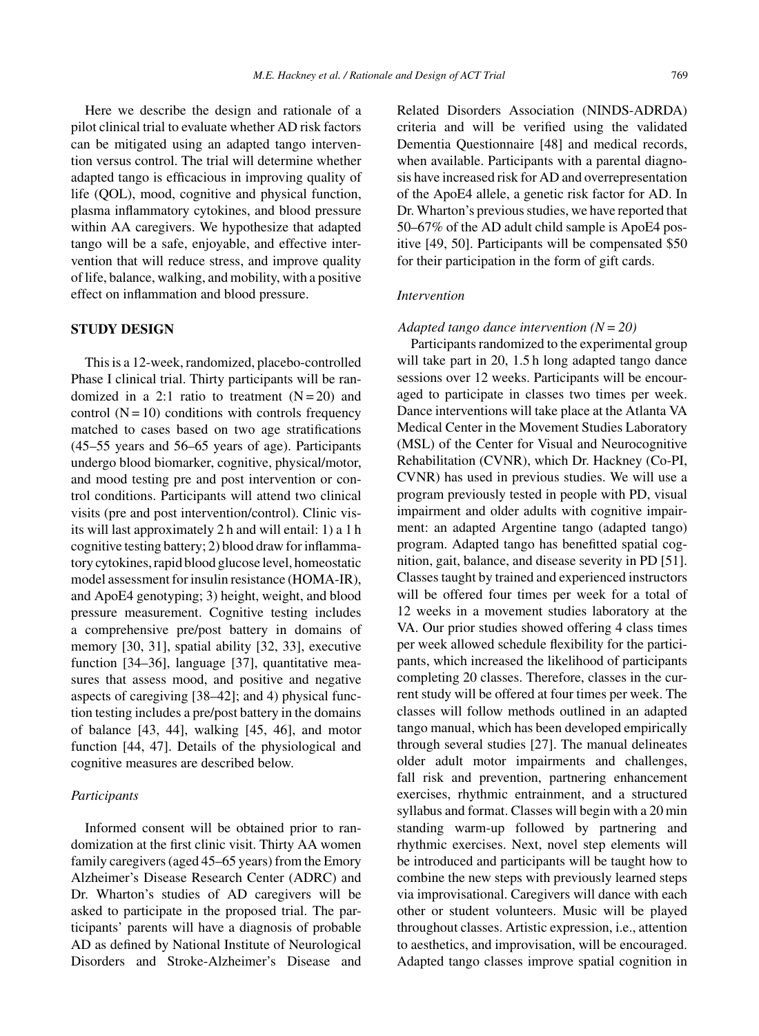Here we describe the design and rationale of a pilot clinical trial to evaluate whether AD risk factors can be mitigated using an adapted tango intervention versus control. The trial will determine whether adapted tango is efficacious in improving quality of life (QOL), mood, cognitive and physical function, plasma inflammatory cytokines, and blood pressure within AA caregivers. We hypothesize that adapted tango will be a safe, enjoyable, and effective intervention that will reduce stress, and improve quality of life, balance, walking, and mobility, with a positive effect on inflammation and blood pressure.

## STUDY DESIGN

This is a 12-week, randomized, placebo-controlled Phase I clinical trial. Thirty participants will be randomized in a 2:1 ratio to treatment (N = 20) and control (N = 10) conditions with controls frequency matched to cases based on two age stratifications (45–55 years and 56–65 years of age). Participants undergo blood biomarker, cognitive, physical/motor, and mood testing pre and post intervention or control conditions. Participants will attend two clinical visits (pre and post intervention/control). Clinic visits will last approximately 2 h and will entail: 1) a 1 h cognitive testing battery; 2) blood draw for inflammatory cytokines, rapid blood glucose level, homeostatic model assessment for insulin resistance (HOMA-IR), and ApoE4 genotyping; 3) height, weight, and blood pressure measurement. Cognitive testing includes a comprehensive pre/post battery in domains of memory [30, 31], spatial ability [32, 33], executive function [34–36], language [37], quantitative measures that assess mood, and positive and negative aspects of caregiving [38–42]; and 4) physical function testing includes a pre/post battery in the domains of balance [43, 44], walking [45, 46], and motor function [44, 47]. Details of the physiological and cognitive measures are described below.

### *Participants*

Informed consent will be obtained prior to randomization at the first clinic visit. Thirty AA women family caregivers (aged 45–65 years) from the Emory Alzheimer's Disease Research Center (ADRC) and Dr. Wharton's studies of AD caregivers will be asked to participate in the proposed trial. The participants' parents will have a diagnosis of probable AD as defined by National Institute of Neurological Disorders and Stroke-Alzheimer's Disease and Related Disorders Association (NINDS-ADRDA) criteria and will be verified using the validated Dementia Questionnaire [48] and medical records, when available. Participants with a parental diagnosis have increased risk for AD and overrepresentation of the ApoE4 allele, a genetic risk factor for AD. In Dr. Wharton's previous studies, we have reported that 50–67% of the AD adult child sample is ApoE4 positive [49, 50]. Participants will be compensated $50 for their participation in the form of gift cards.

### *Intervention*

#### *Adapted tango dance intervention (N = 20)*

Participants randomized to the experimental group will take part in 20, 1.5 h long adapted tango dance sessions over 12 weeks. Participants will be encouraged to participate in classes two times per week. Dance interventions will take place at the Atlanta VA Medical Center in the Movement Studies Laboratory (MSL) of the Center for Visual and Neurocognitive Rehabilitation (CVNR), which Dr. Hackney (Co-PI, CVNR) has used in previous studies. We will use a program previously tested in people with PD, visual impairment and older adults with cognitive impairment: an adapted Argentine tango (adapted tango) program. Adapted tango has benefitted spatial cognition, gait, balance, and disease severity in PD [51]. Classes taught by trained and experienced instructors will be offered four times per week for a total of 12 weeks in a movement studies laboratory at the VA. Our prior studies showed offering 4 class times per week allowed schedule flexibility for the participants, which increased the likelihood of participants completing 20 classes. Therefore, classes in the current study will be offered at four times per week. The classes will follow methods outlined in an adapted tango manual, which has been developed empirically through several studies [27]. The manual delineates older adult motor impairments and challenges, fall risk and prevention, partnering enhancement exercises, rhythmic entrainment, and a structured syllabus and format. Classes will begin with a 20 min standing warm-up followed by partnering and rhythmic exercises. Next, novel step elements will be introduced and participants will be taught how to combine the new steps with previously learned steps via improvisational. Caregivers will dance with each other or student volunteers. Music will be played throughout classes. Artistic expression, i.e., attention to aesthetics, and improvisation, will be encouraged. Adapted tango classes improve spatial cognition in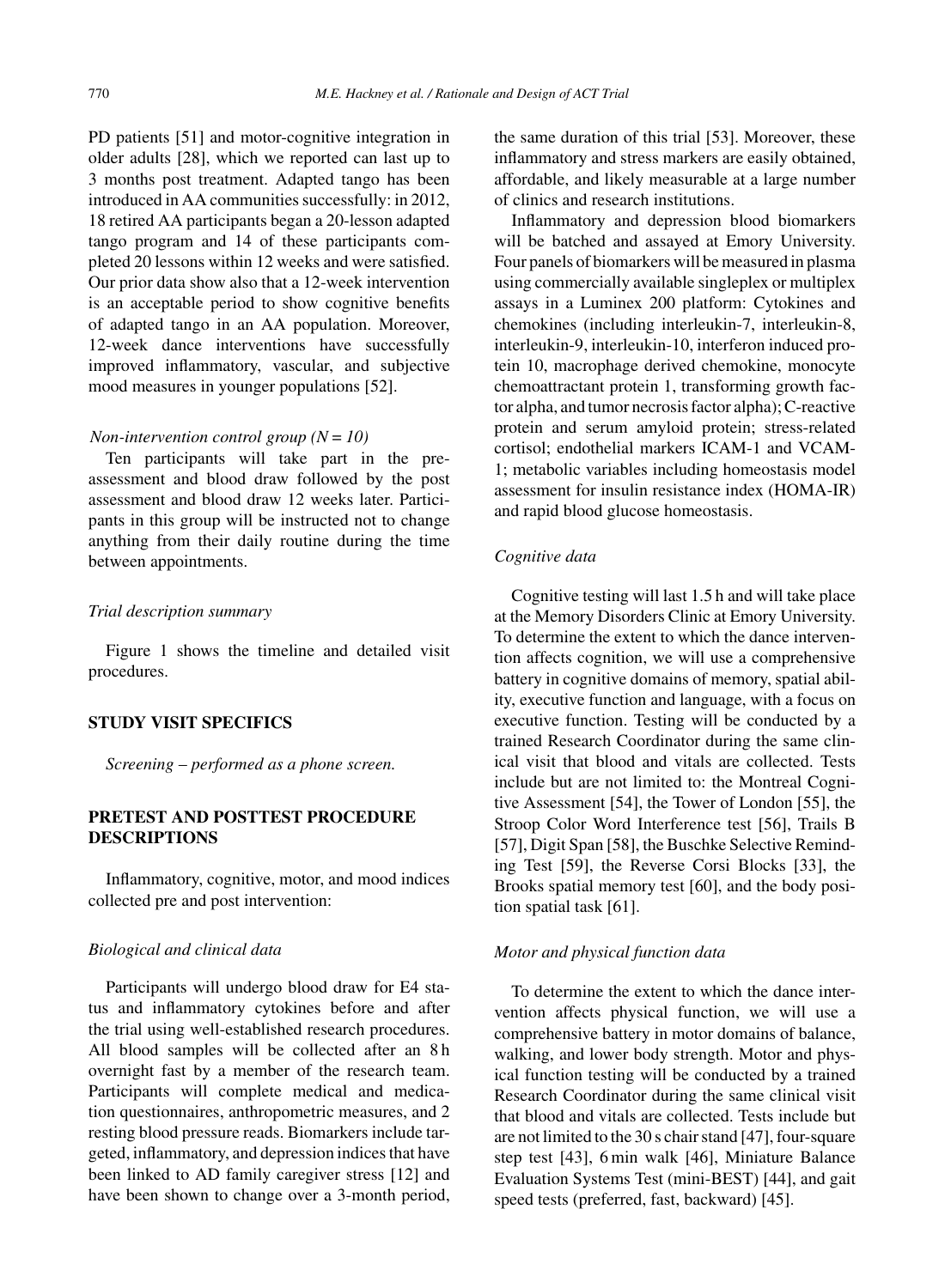PD patients [51] and motor-cognitive integration in older adults [28], which we reported can last up to 3 months post treatment. Adapted tango has been introduced in AA communities successfully: in 2012, 18 retired AA participants began a 20-lesson adapted tango program and 14 of these participants completed 20 lessons within 12 weeks and were satisfied. Our prior data show also that a 12-week intervention is an acceptable period to show cognitive benefits of adapted tango in an AA population. Moreover, 12-week dance interventions have successfully improved inflammatory, vascular, and subjective mood measures in younger populations [52].

*Non-intervention control group (N = 10)*

Ten participants will take part in the pre-assessment and blood draw followed by the post assessment and blood draw 12 weeks later. Participants in this group will be instructed not to change anything from their daily routine during the time between appointments.

*Trial description summary*

Figure 1 shows the timeline and detailed visit procedures.

## STUDY VISIT SPECIFICS

*Screening – performed as a phone screen.*

## PRETEST AND POSTTEST PROCEDURE DESCRIPTIONS

Inflammatory, cognitive, motor, and mood indices collected pre and post intervention:

*Biological and clinical data*

Participants will undergo blood draw for E4 status and inflammatory cytokines before and after the trial using well-established research procedures. All blood samples will be collected after an 8 h overnight fast by a member of the research team. Participants will complete medical and medication questionnaires, anthropometric measures, and 2 resting blood pressure reads. Biomarkers include targeted, inflammatory, and depression indices that have been linked to AD family caregiver stress [12] and have been shown to change over a 3-month period, the same duration of this trial [53]. Moreover, these inflammatory and stress markers are easily obtained, affordable, and likely measurable at a large number of clinics and research institutions.

Inflammatory and depression blood biomarkers will be batched and assayed at Emory University. Four panels of biomarkers will be measured in plasma using commercially available singleplex or multiplex assays in a Luminex 200 platform: Cytokines and chemokines (including interleukin-7, interleukin-8, interleukin-9, interleukin-10, interferon induced protein 10, macrophage derived chemokine, monocyte chemoattractant protein 1, transforming growth factor alpha, and tumor necrosis factor alpha); C-reactive protein and serum amyloid protein; stress-related cortisol; endothelial markers ICAM-1 and VCAM-1; metabolic variables including homeostasis model assessment for insulin resistance index (HOMA-IR) and rapid blood glucose homeostasis.

*Cognitive data*

Cognitive testing will last 1.5 h and will take place at the Memory Disorders Clinic at Emory University. To determine the extent to which the dance intervention affects cognition, we will use a comprehensive battery in cognitive domains of memory, spatial ability, executive function and language, with a focus on executive function. Testing will be conducted by a trained Research Coordinator during the same clinical visit that blood and vitals are collected. Tests include but are not limited to: the Montreal Cognitive Assessment [54], the Tower of London [55], the Stroop Color Word Interference test [56], Trails B [57], Digit Span [58], the Buschke Selective Reminding Test [59], the Reverse Corsi Blocks [33], the Brooks spatial memory test [60], and the body position spatial task [61].

*Motor and physical function data*

To determine the extent to which the dance intervention affects physical function, we will use a comprehensive battery in motor domains of balance, walking, and lower body strength. Motor and physical function testing will be conducted by a trained Research Coordinator during the same clinical visit that blood and vitals are collected. Tests include but are not limited to the 30 s chair stand [47], four-square step test [43], 6 min walk [46], Miniature Balance Evaluation Systems Test (mini-BEST) [44], and gait speed tests (preferred, fast, backward) [45].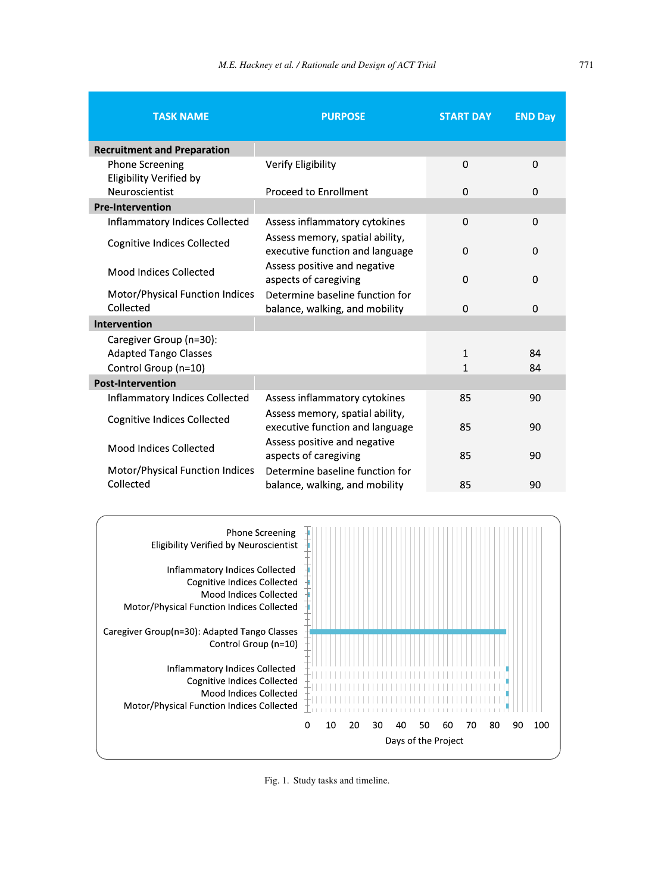| TASK NAME | PURPOSE | START DAY | END Day |
|---|---|---|---|
| **Recruitment and Preparation** | | | |
| Phone Screening | Verify Eligibility | 0 | 0 |
| Eligibility Verified by Neuroscientist | Proceed to Enrollment | 0 | 0 |
| **Pre-Intervention** | | | |
| Inflammatory Indices Collected | Assess inflammatory cytokines | 0 | 0 |
| Cognitive Indices Collected | Assess memory, spatial ability, executive function and language | 0 | 0 |
| Mood Indices Collected | Assess positive and negative aspects of caregiving | 0 | 0 |
| Motor/Physical Function Indices Collected | Determine baseline function for balance, walking, and mobility | 0 | 0 |
| **Intervention** | | | |
| Caregiver Group (n=30): Adapted Tango Classes | | 1 | 84 |
| Control Group (n=10) | | 1 | 84 |
| **Post-Intervention** | | | |
| Inflammatory Indices Collected | Assess inflammatory cytokines | 85 | 90 |
| Cognitive Indices Collected | Assess memory, spatial ability, executive function and language | 85 | 90 |
| Mood Indices Collected | Assess positive and negative aspects of caregiving | 85 | 90 |
| Motor/Physical Function Indices Collected | Determine baseline function for balance, walking, and mobility | 85 | 90 |

Fig. 1. Study tasks and timeline.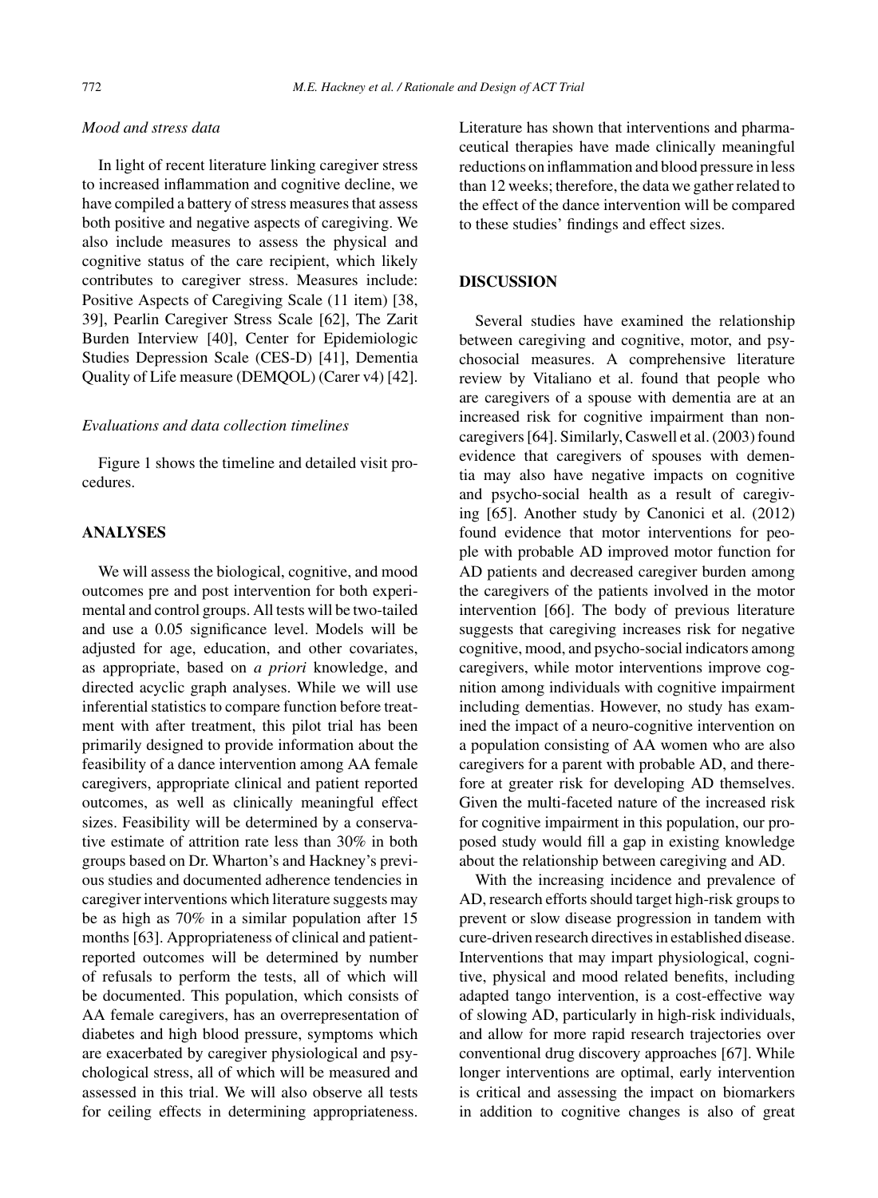### *Mood and stress data*

In light of recent literature linking caregiver stress to increased inflammation and cognitive decline, we have compiled a battery of stress measures that assess both positive and negative aspects of caregiving. We also include measures to assess the physical and cognitive status of the care recipient, which likely contributes to caregiver stress. Measures include: Positive Aspects of Caregiving Scale (11 item) [38, 39], Pearlin Caregiver Stress Scale [62], The Zarit Burden Interview [40], Center for Epidemiologic Studies Depression Scale (CES-D) [41], Dementia Quality of Life measure (DEMQOL) (Carer v4) [42].

### *Evaluations and data collection timelines*

Figure 1 shows the timeline and detailed visit procedures.

## ANALYSES

We will assess the biological, cognitive, and mood outcomes pre and post intervention for both experimental and control groups. All tests will be two-tailed and use a 0.05 significance level. Models will be adjusted for age, education, and other covariates, as appropriate, based on *a priori* knowledge, and directed acyclic graph analyses. While we will use inferential statistics to compare function before treatment with after treatment, this pilot trial has been primarily designed to provide information about the feasibility of a dance intervention among AA female caregivers, appropriate clinical and patient reported outcomes, as well as clinically meaningful effect sizes. Feasibility will be determined by a conservative estimate of attrition rate less than 30% in both groups based on Dr. Wharton's and Hackney's previous studies and documented adherence tendencies in caregiver interventions which literature suggests may be as high as 70% in a similar population after 15 months [63]. Appropriateness of clinical and patient-reported outcomes will be determined by number of refusals to perform the tests, all of which will be documented. This population, which consists of AA female caregivers, has an overrepresentation of diabetes and high blood pressure, symptoms which are exacerbated by caregiver physiological and psychological stress, all of which will be measured and assessed in this trial. We will also observe all tests for ceiling effects in determining appropriateness. Literature has shown that interventions and pharmaceutical therapies have made clinically meaningful reductions on inflammation and blood pressure in less than 12 weeks; therefore, the data we gather related to the effect of the dance intervention will be compared to these studies' findings and effect sizes.

## DISCUSSION

Several studies have examined the relationship between caregiving and cognitive, motor, and psychosocial measures. A comprehensive literature review by Vitaliano et al. found that people who are caregivers of a spouse with dementia are at an increased risk for cognitive impairment than non-caregivers [64]. Similarly, Caswell et al. (2003) found evidence that caregivers of spouses with dementia may also have negative impacts on cognitive and psycho-social health as a result of caregiving [65]. Another study by Canonici et al. (2012) found evidence that motor interventions for people with probable AD improved motor function for AD patients and decreased caregiver burden among the caregivers of the patients involved in the motor intervention [66]. The body of previous literature suggests that caregiving increases risk for negative cognitive, mood, and psycho-social indicators among caregivers, while motor interventions improve cognition among individuals with cognitive impairment including dementias. However, no study has examined the impact of a neuro-cognitive intervention on a population consisting of AA women who are also caregivers for a parent with probable AD, and therefore at greater risk for developing AD themselves. Given the multi-faceted nature of the increased risk for cognitive impairment in this population, our proposed study would fill a gap in existing knowledge about the relationship between caregiving and AD.

With the increasing incidence and prevalence of AD, research efforts should target high-risk groups to prevent or slow disease progression in tandem with cure-driven research directives in established disease. Interventions that may impart physiological, cognitive, physical and mood related benefits, including adapted tango intervention, is a cost-effective way of slowing AD, particularly in high-risk individuals, and allow for more rapid research trajectories over conventional drug discovery approaches [67]. While longer interventions are optimal, early intervention is critical and assessing the impact on biomarkers in addition to cognitive changes is also of great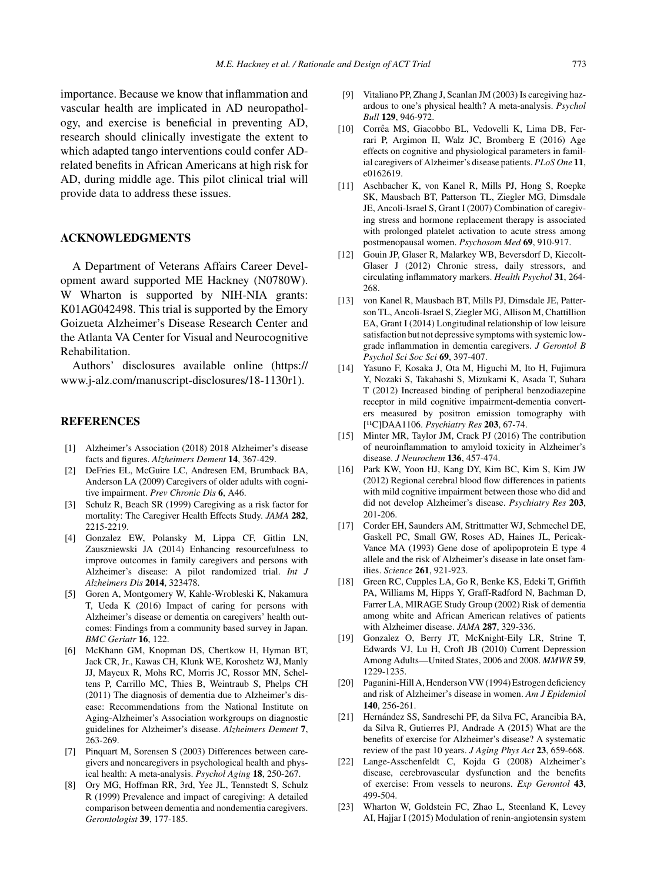importance. Because we know that inflammation and vascular health are implicated in AD neuropathology, and exercise is beneficial in preventing AD, research should clinically investigate the extent to which adapted tango interventions could confer AD-related benefits in African Americans at high risk for AD, during middle age. This pilot clinical trial will provide data to address these issues.

## ACKNOWLEDGMENTS

A Department of Veterans Affairs Career Development award supported ME Hackney (N0780W). W Wharton is supported by NIH-NIA grants: K01AG042498. This trial is supported by the Emory Goizueta Alzheimer's Disease Research Center and the Atlanta VA Center for Visual and Neurocognitive Rehabilitation.

Authors' disclosures available online (https://www.j-alz.com/manuscript-disclosures/18-1130r1).

## REFERENCES

[1] Alzheimer's Association (2018) 2018 Alzheimer's disease facts and figures. *Alzheimers Dement* **14**, 367-429.

[2] DeFries EL, McGuire LC, Andresen EM, Brumback BA, Anderson LA (2009) Caregivers of older adults with cognitive impairment. *Prev Chronic Dis* **6**, A46.

[3] Schulz R, Beach SR (1999) Caregiving as a risk factor for mortality: The Caregiver Health Effects Study. *JAMA* **282**, 2215-2219.

[4] Gonzalez EW, Polansky M, Lippa CF, Gitlin LN, Zauszniewski JA (2014) Enhancing resourcefulness to improve outcomes in family caregivers and persons with Alzheimer's disease: A pilot randomized trial. *Int J Alzheimers Dis* **2014**, 323478.

[5] Goren A, Montgomery W, Kahle-Wrobleski K, Nakamura T, Ueda K (2016) Impact of caring for persons with Alzheimer's disease or dementia on caregivers' health outcomes: Findings from a community based survey in Japan. *BMC Geriatr* **16**, 122.

[6] McKhann GM, Knopman DS, Chertkow H, Hyman BT, Jack CR, Jr., Kawas CH, Klunk WE, Koroshetz WJ, Manly JJ, Mayeux R, Mohs RC, Morris JC, Rossor MN, Scheltens P, Carrillo MC, Thies B, Weintraub S, Phelps CH (2011) The diagnosis of dementia due to Alzheimer's disease: Recommendations from the National Institute on Aging-Alzheimer's Association workgroups on diagnostic guidelines for Alzheimer's disease. *Alzheimers Dement* **7**, 263-269.

[7] Pinquart M, Sorensen S (2003) Differences between caregivers and noncaregivers in psychological health and physical health: A meta-analysis. *Psychol Aging* **18**, 250-267.

[8] Ory MG, Hoffman RR, 3rd, Yee JL, Tennstedt S, Schulz R (1999) Prevalence and impact of caregiving: A detailed comparison between dementia and nondementia caregivers. *Gerontologist* **39**, 177-185.

[9] Vitaliano PP, Zhang J, Scanlan JM (2003) Is caregiving hazardous to one's physical health? A meta-analysis. *Psychol Bull* **129**, 946-972.

[10] Corrêa MS, Giacobbo BL, Vedovelli K, Lima DB, Ferrari P, Argimon II, Walz JC, Bromberg E (2016) Age effects on cognitive and physiological parameters in familial caregivers of Alzheimer's disease patients. *PLoS One* **11**, e0162619.

[11] Aschbacher K, von Kanel R, Mills PJ, Hong S, Roepke SK, Mausbach BT, Patterson TL, Ziegler MG, Dimsdale JE, Ancoli-Israel S, Grant I (2007) Combination of caregiving stress and hormone replacement therapy is associated with prolonged platelet activation to acute stress among postmenopausal women. *Psychosom Med* **69**, 910-917.

[12] Gouin JP, Glaser R, Malarkey WB, Beversdorf D, Kiecolt-Glaser J (2012) Chronic stress, daily stressors, and circulating inflammatory markers. *Health Psychol* **31**, 264-268.

[13] von Kanel R, Mausbach BT, Mills PJ, Dimsdale JE, Patterson TL, Ancoli-Israel S, Ziegler MG, Allison M, Chattillion EA, Grant I (2014) Longitudinal relationship of low leisure satisfaction but not depressive symptoms with systemic low-grade inflammation in dementia caregivers. *J Gerontol B Psychol Sci Soc Sci* **69**, 397-407.

[14] Yasuno F, Kosaka J, Ota M, Higuchi M, Ito H, Fujimura Y, Nozaki S, Takahashi S, Mizukami K, Asada T, Suhara T (2012) Increased binding of peripheral benzodiazepine receptor in mild cognitive impairment-dementia converters measured by positron emission tomography with [$^{11}$C]DAA1106. *Psychiatry Res* **203**, 67-74.

[15] Minter MR, Taylor JM, Crack PJ (2016) The contribution of neuroinflammation to amyloid toxicity in Alzheimer's disease. *J Neurochem* **136**, 457-474.

[16] Park KW, Yoon HJ, Kang DY, Kim BC, Kim S, Kim JW (2012) Regional cerebral blood flow differences in patients with mild cognitive impairment between those who did and did not develop Alzheimer's disease. *Psychiatry Res* **203**, 201-206.

[17] Corder EH, Saunders AM, Strittmatter WJ, Schmechel DE, Gaskell PC, Small GW, Roses AD, Haines JL, Pericak-Vance MA (1993) Gene dose of apolipoprotein E type 4 allele and the risk of Alzheimer's disease in late onset families. *Science* **261**, 921-923.

[18] Green RC, Cupples LA, Go R, Benke KS, Edeki T, Griffith PA, Williams M, Hipps Y, Graff-Radford N, Bachman D, Farrer LA, MIRAGE Study Group (2002) Risk of dementia among white and African American relatives of patients with Alzheimer disease. *JAMA* **287**, 329-336.

[19] Gonzalez O, Berry JT, McKnight-Eily LR, Strine T, Edwards VJ, Lu H, Croft JB (2010) Current Depression Among Adults—United States, 2006 and 2008. *MMWR* **59**, 1229-1235.

[20] Paganini-Hill A, Henderson VW (1994) Estrogen deficiency and risk of Alzheimer's disease in women. *Am J Epidemiol* **140**, 256-261.

[21] Hernández SS, Sandreschi PF, da Silva FC, Arancibia BA, da Silva R, Gutierres PJ, Andrade A (2015) What are the benefits of exercise for Alzheimer's disease? A systematic review of the past 10 years. *J Aging Phys Act* **23**, 659-668.

[22] Lange-Asschenfeldt C, Kojda G (2008) Alzheimer's disease, cerebrovascular dysfunction and the benefits of exercise: From vessels to neurons. *Exp Gerontol* **43**, 499-504.

[23] Wharton W, Goldstein FC, Zhao L, Steenland K, Levey AI, Hajjar I (2015) Modulation of renin-angiotensin system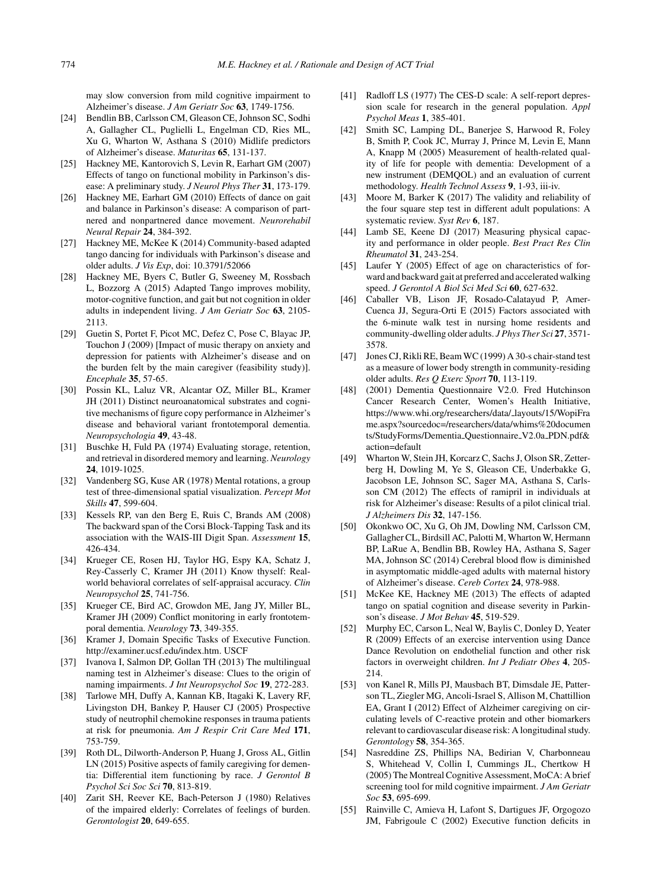may slow conversion from mild cognitive impairment to Alzheimer's disease. *J Am Geriatr Soc* **63**, 1749-1756.

[24] Bendlin BB, Carlsson CM, Gleason CE, Johnson SC, Sodhi A, Gallagher CL, Puglielli L, Engelman CD, Ries ML, Xu G, Wharton W, Asthana S (2010) Midlife predictors of Alzheimer's disease. *Maturitas* **65**, 131-137.

[25] Hackney ME, Kantorovich S, Levin R, Earhart GM (2007) Effects of tango on functional mobility in Parkinson's disease: A preliminary study. *J Neurol Phys Ther* **31**, 173-179.

[26] Hackney ME, Earhart GM (2010) Effects of dance on gait and balance in Parkinson's disease: A comparison of partnered and nonpartnered dance movement. *Neurorehabil Neural Repair* **24**, 384-392.

[27] Hackney ME, McKee K (2014) Community-based adapted tango dancing for individuals with Parkinson's disease and older adults. *J Vis Exp*, doi: 10.3791/52066

[28] Hackney ME, Byers C, Butler G, Sweeney M, Rossbach L, Bozzorg A (2015) Adapted Tango improves mobility, motor-cognitive function, and gait but not cognition in older adults in independent living. *J Am Geriatr Soc* **63**, 2105-2113.

[29] Guetin S, Portet F, Picot MC, Defez C, Pose C, Blayac JP, Touchon J (2009) [Impact of music therapy on anxiety and depression for patients with Alzheimer's disease and on the burden felt by the main caregiver (feasibility study)]. *Encephale* **35**, 57-65.

[30] Possin KL, Laluz VR, Alcantar OZ, Miller BL, Kramer JH (2011) Distinct neuroanatomical substrates and cognitive mechanisms of figure copy performance in Alzheimer's disease and behavioral variant frontotemporal dementia. *Neuropsychologia* **49**, 43-48.

[31] Buschke H, Fuld PA (1974) Evaluating storage, retention, and retrieval in disordered memory and learning. *Neurology* **24**, 1019-1025.

[32] Vandenberg SG, Kuse AR (1978) Mental rotations, a group test of three-dimensional spatial visualization. *Percept Mot Skills* **47**, 599-604.

[33] Kessels RP, van den Berg E, Ruis C, Brands AM (2008) The backward span of the Corsi Block-Tapping Task and its association with the WAIS-III Digit Span. *Assessment* **15**, 426-434.

[34] Krueger CE, Rosen HJ, Taylor HG, Espy KA, Schatz J, Rey-Casserly C, Kramer JH (2011) Know thyself: Real-world behavioral correlates of self-appraisal accuracy. *Clin Neuropsychol* **25**, 741-756.

[35] Krueger CE, Bird AC, Growdon ME, Jang JY, Miller BL, Kramer JH (2009) Conflict monitoring in early frontotemporal dementia. *Neurology* **73**, 349-355.

[36] Kramer J, Domain Specific Tasks of Executive Function. http://examiner.ucsf.edu/index.htm. USCF

[37] Ivanova I, Salmon DP, Gollan TH (2013) The multilingual naming test in Alzheimer's disease: Clues to the origin of naming impairments. *J Int Neuropsychol Soc* **19**, 272-283.

[38] Tarlowe MH, Duffy A, Kannan KB, Itagaki K, Lavery RF, Livingston DH, Bankey P, Hauser CJ (2005) Prospective study of neutrophil chemokine responses in trauma patients at risk for pneumonia. *Am J Respir Crit Care Med* **171**, 753-759.

[39] Roth DL, Dilworth-Anderson P, Huang J, Gross AL, Gitlin LN (2015) Positive aspects of family caregiving for dementia: Differential item functioning by race. *J Gerontol B Psychol Sci Soc Sci* **70**, 813-819.

[40] Zarit SH, Reever KE, Bach-Peterson J (1980) Relatives of the impaired elderly: Correlates of feelings of burden. *Gerontologist* **20**, 649-655.

[41] Radloff LS (1977) The CES-D scale: A self-report depression scale for research in the general population. *Appl Psychol Meas* **1**, 385-401.

[42] Smith SC, Lamping DL, Banerjee S, Harwood R, Foley B, Smith P, Cook JC, Murray J, Prince M, Levin E, Mann A, Knapp M (2005) Measurement of health-related quality of life for people with dementia: Development of a new instrument (DEMQOL) and an evaluation of current methodology. *Health Technol Assess* **9**, 1-93, iii-iv.

[43] Moore M, Barker K (2017) The validity and reliability of the four square step test in different adult populations: A systematic review. *Syst Rev* **6**, 187.

[44] Lamb SE, Keene DJ (2017) Measuring physical capacity and performance in older people. *Best Pract Res Clin Rheumatol* **31**, 243-254.

[45] Laufer Y (2005) Effect of age on characteristics of forward and backward gait at preferred and accelerated walking speed. *J Gerontol A Biol Sci Med Sci* **60**, 627-632.

[46] Caballer VB, Lison JF, Rosado-Calatayud P, Amer-Cuenca JJ, Segura-Orti E (2015) Factors associated with the 6-minute walk test in nursing home residents and community-dwelling older adults. *J Phys Ther Sci* **27**, 3571-3578.

[47] Jones CJ, Rikli RE, Beam WC (1999) A 30-s chair-stand test as a measure of lower body strength in community-residing older adults. *Res Q Exerc Sport* **70**, 113-119.

[48] (2001) Dementia Questionnaire V2.0. Fred Hutchinson Cancer Research Center, Women's Health Initiative, https://www.whi.org/researchers/data/_layouts/15/WopiFrame.aspx?sourcedoc=/researchers/data/whims%20documents/StudyForms/Dementia_Questionnaire_V2.0a_PDN.pdf&action=default

[49] Wharton W, Stein JH, Korcarz C, Sachs J, Olson SR, Zetterberg H, Dowling M, Ye S, Gleason CE, Underbakke G, Jacobson LE, Johnson SC, Sager MA, Asthana S, Carlsson CM (2012) The effects of ramipril in individuals at risk for Alzheimer's disease: Results of a pilot clinical trial. *J Alzheimers Dis* **32**, 147-156.

[50] Okonkwo OC, Xu G, Oh JM, Dowling NM, Carlsson CM, Gallagher CL, Birdsill AC, Palotti M, Wharton W, Hermann BP, LaRue A, Bendlin BB, Rowley HA, Asthana S, Sager MA, Johnson SC (2014) Cerebral blood flow is diminished in asymptomatic middle-aged adults with maternal history of Alzheimer's disease. *Cereb Cortex* **24**, 978-988.

[51] McKee KE, Hackney ME (2013) The effects of adapted tango on spatial cognition and disease severity in Parkinson's disease. *J Mot Behav* **45**, 519-529.

[52] Murphy EC, Carson L, Neal W, Baylis C, Donley D, Yeater R (2009) Effects of an exercise intervention using Dance Dance Revolution on endothelial function and other risk factors in overweight children. *Int J Pediatr Obes* **4**, 205-214.

[53] von Kanel R, Mills PJ, Mausbach BT, Dimsdale JE, Patterson TL, Ziegler MG, Ancoli-Israel S, Allison M, Chattillion EA, Grant I (2012) Effect of Alzheimer caregiving on circulating levels of C-reactive protein and other biomarkers relevant to cardiovascular disease risk: A longitudinal study. *Gerontology* **58**, 354-365.

[54] Nasreddine ZS, Phillips NA, Bedirian V, Charbonneau S, Whitehead V, Collin I, Cummings JL, Chertkow H (2005) The Montreal Cognitive Assessment, MoCA: A brief screening tool for mild cognitive impairment. *J Am Geriatr Soc* **53**, 695-699.

[55] Rainville C, Amieva H, Lafont S, Dartigues JF, Orgogozo JM, Fabrigoule C (2002) Executive function deficits in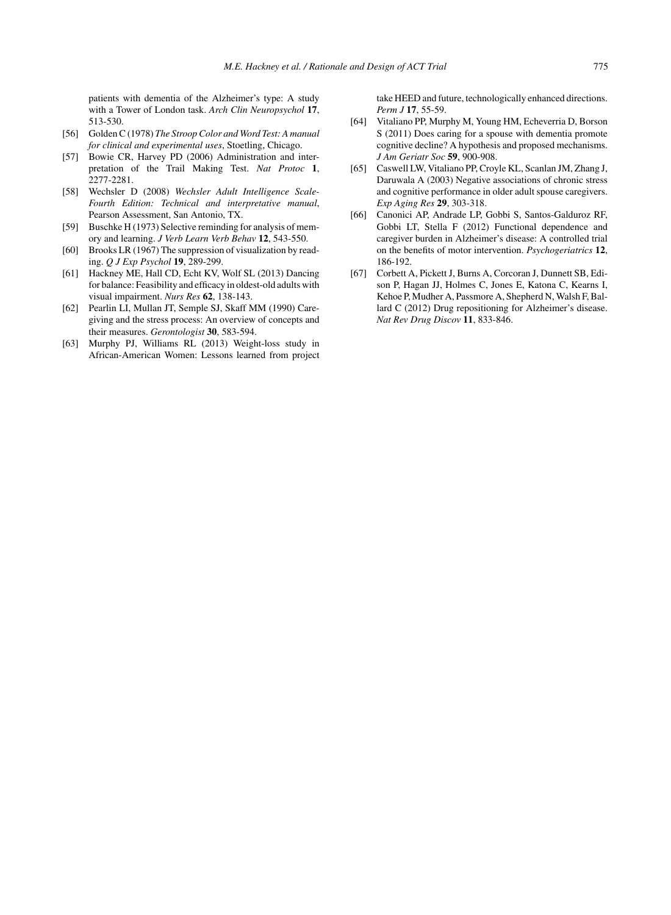patients with dementia of the Alzheimer's type: A study with a Tower of London task. *Arch Clin Neuropsychol* **17**, 513-530.

[56] Golden C (1978) *The Stroop Color and Word Test: A manual for clinical and experimental uses*, Stoetling, Chicago.

[57] Bowie CR, Harvey PD (2006) Administration and interpretation of the Trail Making Test. *Nat Protoc* **1**, 2277-2281.

[58] Wechsler D (2008) *Wechsler Adult Intelligence Scale-Fourth Edition: Technical and interpretative manual*, Pearson Assessment, San Antonio, TX.

[59] Buschke H (1973) Selective reminding for analysis of memory and learning. *J Verb Learn Verb Behav* **12**, 543-550.

[60] Brooks LR (1967) The suppression of visualization by reading. *Q J Exp Psychol* **19**, 289-299.

[61] Hackney ME, Hall CD, Echt KV, Wolf SL (2013) Dancing for balance: Feasibility and efficacy in oldest-old adults with visual impairment. *Nurs Res* **62**, 138-143.

[62] Pearlin LI, Mullan JT, Semple SJ, Skaff MM (1990) Caregiving and the stress process: An overview of concepts and their measures. *Gerontologist* **30**, 583-594.

[63] Murphy PJ, Williams RL (2013) Weight-loss study in African-American Women: Lessons learned from project take HEED and future, technologically enhanced directions. *Perm J* **17**, 55-59.

[64] Vitaliano PP, Murphy M, Young HM, Echeverria D, Borson S (2011) Does caring for a spouse with dementia promote cognitive decline? A hypothesis and proposed mechanisms. *J Am Geriatr Soc* **59**, 900-908.

[65] Caswell LW, Vitaliano PP, Croyle KL, Scanlan JM, Zhang J, Daruwala A (2003) Negative associations of chronic stress and cognitive performance in older adult spouse caregivers. *Exp Aging Res* **29**, 303-318.

[66] Canonici AP, Andrade LP, Gobbi S, Santos-Galduroz RF, Gobbi LT, Stella F (2012) Functional dependence and caregiver burden in Alzheimer's disease: A controlled trial on the benefits of motor intervention. *Psychogeriatrics* **12**, 186-192.

[67] Corbett A, Pickett J, Burns A, Corcoran J, Dunnett SB, Edison P, Hagan JJ, Holmes C, Jones E, Katona C, Kearns I, Kehoe P, Mudher A, Passmore A, Shepherd N, Walsh F, Ballard C (2012) Drug repositioning for Alzheimer's disease. *Nat Rev Drug Discov* **11**, 833-846.